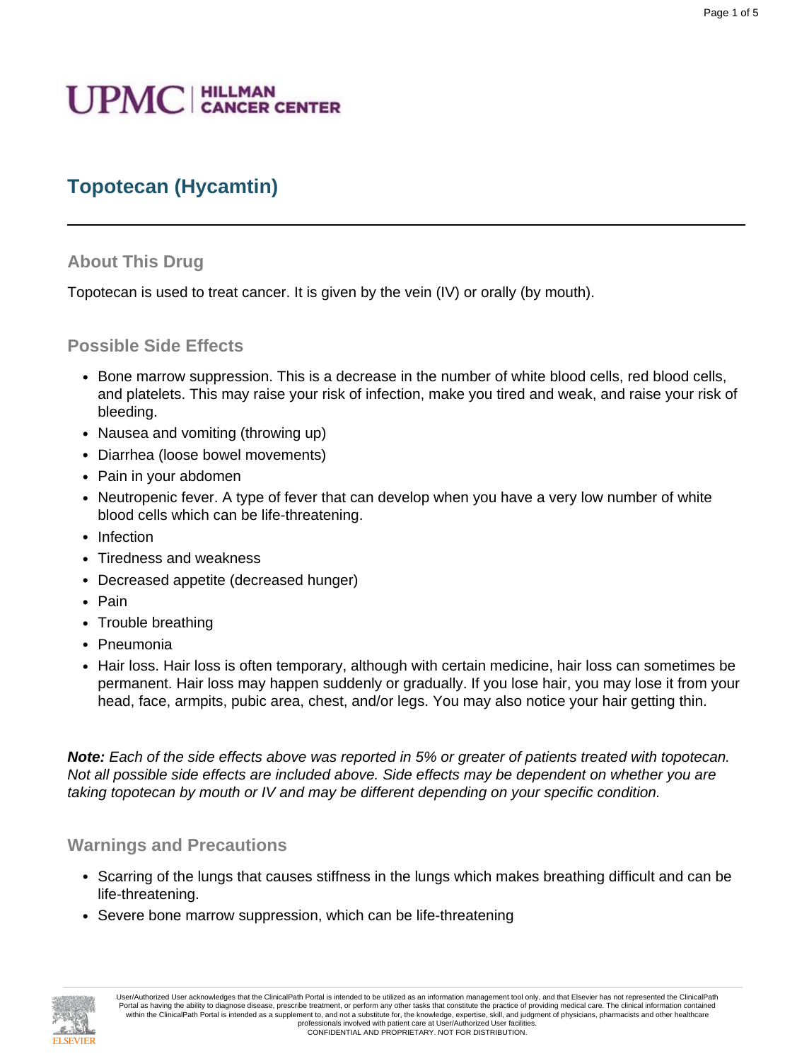UPMC | HILLMAN CANCER CENTER

# Topotecan (Hycamtin)

## About This Drug

Topotecan is used to treat cancer. It is given by the vein (IV) or orally (by mouth).

## Possible Side Effects

- Bone marrow suppression. This is a decrease in the number of white blood cells, red blood cells, and platelets. This may raise your risk of infection, make you tired and weak, and raise your risk of bleeding.
- Nausea and vomiting (throwing up)
- Diarrhea (loose bowel movements)
- Pain in your abdomen
- Neutropenic fever. A type of fever that can develop when you have a very low number of white blood cells which can be life-threatening.
- Infection
- Tiredness and weakness
- Decreased appetite (decreased hunger)
- Pain
- Trouble breathing
- Pneumonia
- Hair loss. Hair loss is often temporary, although with certain medicine, hair loss can sometimes be permanent. Hair loss may happen suddenly or gradually. If you lose hair, you may lose it from your head, face, armpits, pubic area, chest, and/or legs. You may also notice your hair getting thin.

***Note:*** *Each of the side effects above was reported in 5% or greater of patients treated with topotecan. Not all possible side effects are included above. Side effects may be dependent on whether you are taking topotecan by mouth or IV and may be different depending on your specific condition.*

## Warnings and Precautions

- Scarring of the lungs that causes stiffness in the lungs which makes breathing difficult and can be life-threatening.
- Severe bone marrow suppression, which can be life-threatening

User/Authorized User acknowledges that the ClinicalPath Portal is intended to be utilized as an information management tool only, and that Elsevier has not represented the ClinicalPath Portal as having the ability to diagnose disease, prescribe treatment, or perform any other tasks that constitute the practice of providing medical care. The clinical information contained within the ClinicalPath Portal is intended as a supplement to, and not a substitute for, the knowledge, expertise, skill, and judgment of physicians, pharmacists and other healthcare professionals involved with patient care at User/Authorized User facilities.
CONFIDENTIAL AND PROPRIETARY. NOT FOR DISTRIBUTION.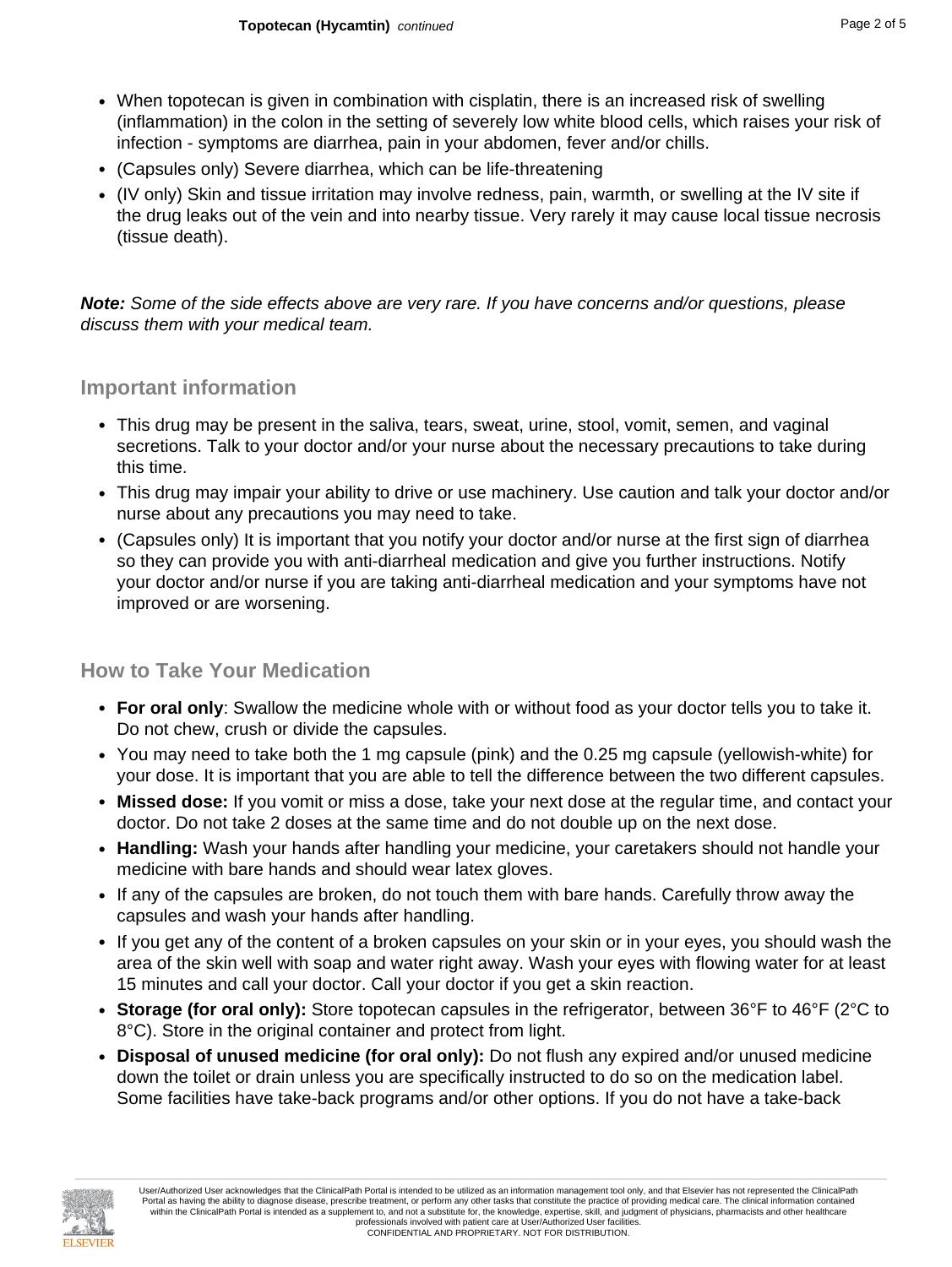- When topotecan is given in combination with cisplatin, there is an increased risk of swelling (inflammation) in the colon in the setting of severely low white blood cells, which raises your risk of infection - symptoms are diarrhea, pain in your abdomen, fever and/or chills.
- (Capsules only) Severe diarrhea, which can be life-threatening
- (IV only) Skin and tissue irritation may involve redness, pain, warmth, or swelling at the IV site if the drug leaks out of the vein and into nearby tissue. Very rarely it may cause local tissue necrosis (tissue death).

***Note:*** *Some of the side effects above are very rare. If you have concerns and/or questions, please discuss them with your medical team.*

## Important information

- This drug may be present in the saliva, tears, sweat, urine, stool, vomit, semen, and vaginal secretions. Talk to your doctor and/or your nurse about the necessary precautions to take during this time.
- This drug may impair your ability to drive or use machinery. Use caution and talk your doctor and/or nurse about any precautions you may need to take.
- (Capsules only) It is important that you notify your doctor and/or nurse at the first sign of diarrhea so they can provide you with anti-diarrheal medication and give you further instructions. Notify your doctor and/or nurse if you are taking anti-diarrheal medication and your symptoms have not improved or are worsening.

## How to Take Your Medication

- **For oral only**: Swallow the medicine whole with or without food as your doctor tells you to take it. Do not chew, crush or divide the capsules.
- You may need to take both the 1 mg capsule (pink) and the 0.25 mg capsule (yellowish-white) for your dose. It is important that you are able to tell the difference between the two different capsules.
- **Missed dose:** If you vomit or miss a dose, take your next dose at the regular time, and contact your doctor. Do not take 2 doses at the same time and do not double up on the next dose.
- **Handling:** Wash your hands after handling your medicine, your caretakers should not handle your medicine with bare hands and should wear latex gloves.
- If any of the capsules are broken, do not touch them with bare hands. Carefully throw away the capsules and wash your hands after handling.
- If you get any of the content of a broken capsules on your skin or in your eyes, you should wash the area of the skin well with soap and water right away. Wash your eyes with flowing water for at least 15 minutes and call your doctor. Call your doctor if you get a skin reaction.
- **Storage (for oral only):** Store topotecan capsules in the refrigerator, between 36°F to 46°F (2°C to 8°C). Store in the original container and protect from light.
- **Disposal of unused medicine (for oral only):** Do not flush any expired and/or unused medicine down the toilet or drain unless you are specifically instructed to do so on the medication label. Some facilities have take-back programs and/or other options. If you do not have a take-back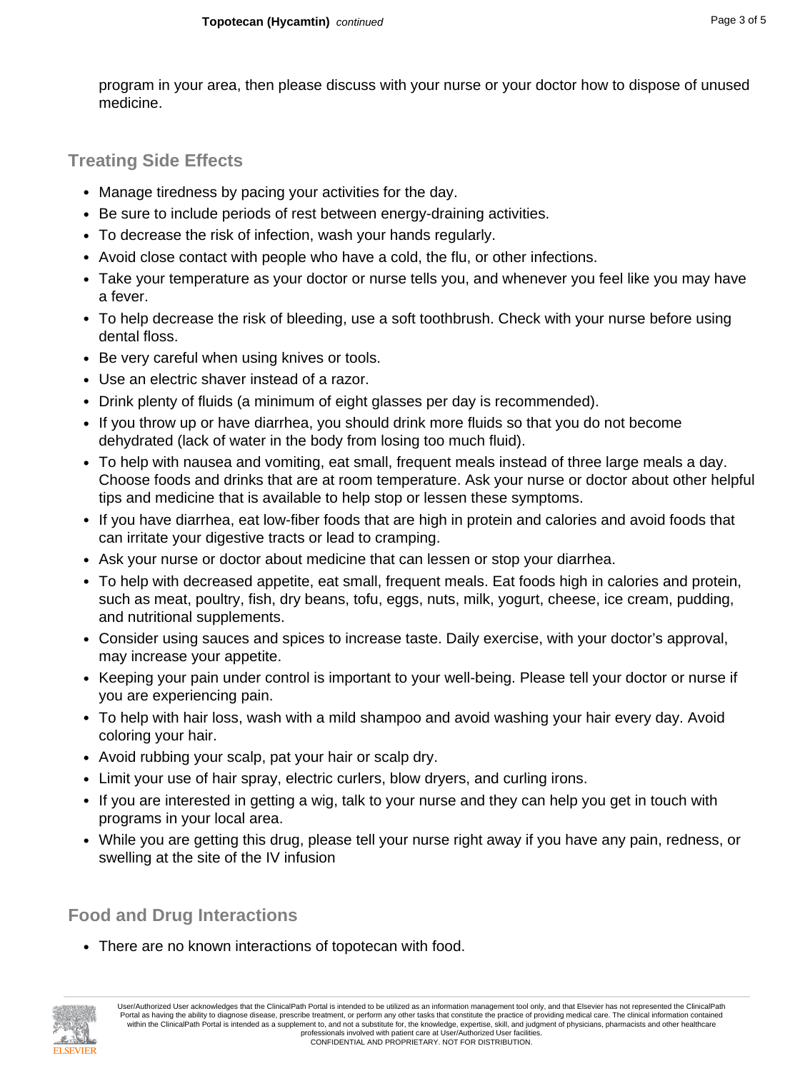program in your area, then please discuss with your nurse or your doctor how to dispose of unused medicine.

## Treating Side Effects

- Manage tiredness by pacing your activities for the day.
- Be sure to include periods of rest between energy-draining activities.
- To decrease the risk of infection, wash your hands regularly.
- Avoid close contact with people who have a cold, the flu, or other infections.
- Take your temperature as your doctor or nurse tells you, and whenever you feel like you may have a fever.
- To help decrease the risk of bleeding, use a soft toothbrush. Check with your nurse before using dental floss.
- Be very careful when using knives or tools.
- Use an electric shaver instead of a razor.
- Drink plenty of fluids (a minimum of eight glasses per day is recommended).
- If you throw up or have diarrhea, you should drink more fluids so that you do not become dehydrated (lack of water in the body from losing too much fluid).
- To help with nausea and vomiting, eat small, frequent meals instead of three large meals a day. Choose foods and drinks that are at room temperature. Ask your nurse or doctor about other helpful tips and medicine that is available to help stop or lessen these symptoms.
- If you have diarrhea, eat low-fiber foods that are high in protein and calories and avoid foods that can irritate your digestive tracts or lead to cramping.
- Ask your nurse or doctor about medicine that can lessen or stop your diarrhea.
- To help with decreased appetite, eat small, frequent meals. Eat foods high in calories and protein, such as meat, poultry, fish, dry beans, tofu, eggs, nuts, milk, yogurt, cheese, ice cream, pudding, and nutritional supplements.
- Consider using sauces and spices to increase taste. Daily exercise, with your doctor's approval, may increase your appetite.
- Keeping your pain under control is important to your well-being. Please tell your doctor or nurse if you are experiencing pain.
- To help with hair loss, wash with a mild shampoo and avoid washing your hair every day. Avoid coloring your hair.
- Avoid rubbing your scalp, pat your hair or scalp dry.
- Limit your use of hair spray, electric curlers, blow dryers, and curling irons.
- If you are interested in getting a wig, talk to your nurse and they can help you get in touch with programs in your local area.
- While you are getting this drug, please tell your nurse right away if you have any pain, redness, or swelling at the site of the IV infusion

## Food and Drug Interactions

- There are no known interactions of topotecan with food.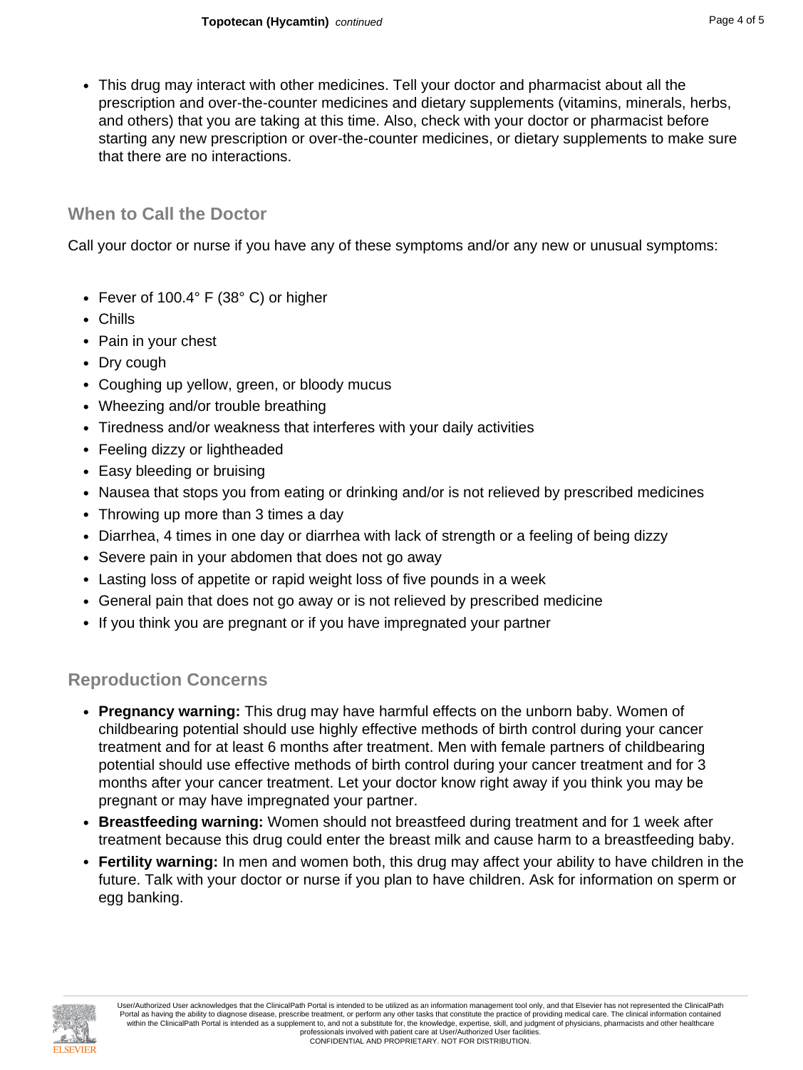- This drug may interact with other medicines. Tell your doctor and pharmacist about all the prescription and over-the-counter medicines and dietary supplements (vitamins, minerals, herbs, and others) that you are taking at this time. Also, check with your doctor or pharmacist before starting any new prescription or over-the-counter medicines, or dietary supplements to make sure that there are no interactions.

## When to Call the Doctor

Call your doctor or nurse if you have any of these symptoms and/or any new or unusual symptoms:

- Fever of 100.4° F (38° C) or higher
- Chills
- Pain in your chest
- Dry cough
- Coughing up yellow, green, or bloody mucus
- Wheezing and/or trouble breathing
- Tiredness and/or weakness that interferes with your daily activities
- Feeling dizzy or lightheaded
- Easy bleeding or bruising
- Nausea that stops you from eating or drinking and/or is not relieved by prescribed medicines
- Throwing up more than 3 times a day
- Diarrhea, 4 times in one day or diarrhea with lack of strength or a feeling of being dizzy
- Severe pain in your abdomen that does not go away
- Lasting loss of appetite or rapid weight loss of five pounds in a week
- General pain that does not go away or is not relieved by prescribed medicine
- If you think you are pregnant or if you have impregnated your partner

## Reproduction Concerns

- **Pregnancy warning:** This drug may have harmful effects on the unborn baby. Women of childbearing potential should use highly effective methods of birth control during your cancer treatment and for at least 6 months after treatment. Men with female partners of childbearing potential should use effective methods of birth control during your cancer treatment and for 3 months after your cancer treatment. Let your doctor know right away if you think you may be pregnant or may have impregnated your partner.
- **Breastfeeding warning:** Women should not breastfeed during treatment and for 1 week after treatment because this drug could enter the breast milk and cause harm to a breastfeeding baby.
- **Fertility warning:** In men and women both, this drug may affect your ability to have children in the future. Talk with your doctor or nurse if you plan to have children. Ask for information on sperm or egg banking.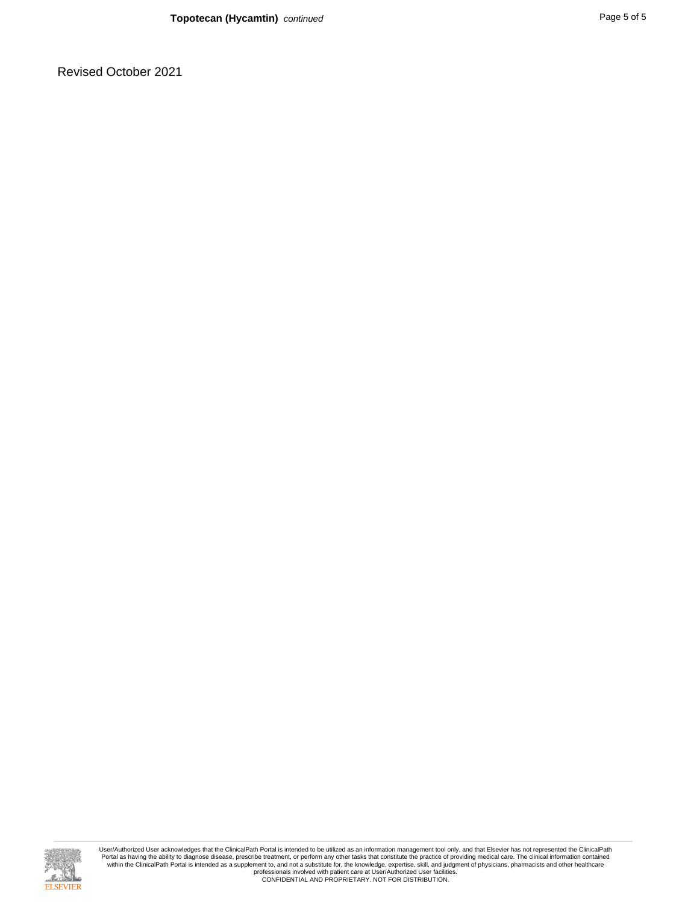Revised October 2021